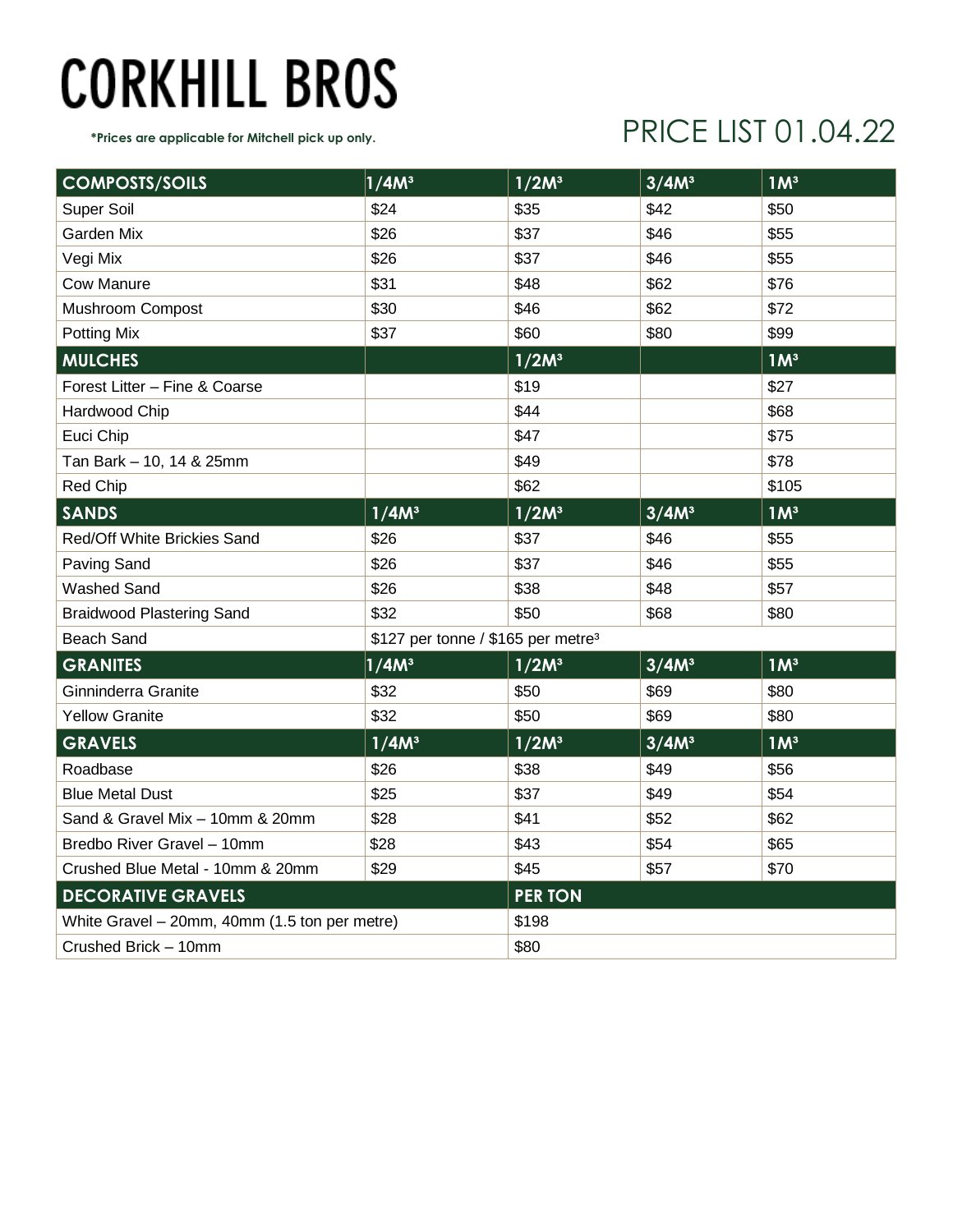# CORKHILL BROS

***Prices are applicable for Mitchell pick up only.**

## PRICE LIST 01.04.22

| COMPOSTS/SOILS | 1/4M³ | 1/2M³ | 3/4M³ | 1M³ |
|---|---|---|---|---|
| Super Soil | $24 | $35 | $42 | $50 |
| Garden Mix | $26 | $37 | $46 | $55 |
| Vegi Mix | $26 | $37 | $46 | $55 |
| Cow Manure | $31 | $48 | $62 | $76 |
| Mushroom Compost | $30 | $46 | $62 | $72 |
| Potting Mix | $37 | $60 | $80 | $99 |
| **MULCHES** | | **1/2M³** | | **1M³** |
| Forest Litter – Fine & Coarse | | $19 | | $27 |
| Hardwood Chip | | $44 | | $68 |
| Euci Chip | | $47 | | $75 |
| Tan Bark – 10, 14 & 25mm | | $49 | | $78 |
| Red Chip | | $62 | | $105 |
| **SANDS** | **1/4M³** | **1/2M³** | **3/4M³** | **1M³** |
| Red/Off White Brickies Sand | $26 | $37 | $46 | $55 |
| Paving Sand | $26 | $37 | $46 | $55 |
| Washed Sand | $26 | $38 | $48 | $57 |
| Braidwood Plastering Sand | $32 | $50 | $68 | $80 |
| Beach Sand | $127 per tonne / $165 per metre³ | | | |
| **GRANITES** | **1/4M³** | **1/2M³** | **3/4M³** | **1M³** |
| Ginninderra Granite | $32 | $50 | $69 | $80 |
| Yellow Granite | $32 | $50 | $69 | $80 |
| **GRAVELS** | **1/4M³** | **1/2M³** | **3/4M³** | **1M³** |
| Roadbase | $26 | $38 | $49 | $56 |
| Blue Metal Dust | $25 | $37 | $49 | $54 |
| Sand & Gravel Mix – 10mm & 20mm | $28 | $41 | $52 | $62 |
| Bredbo River Gravel – 10mm | $28 | $43 | $54 | $65 |
| Crushed Blue Metal - 10mm & 20mm | $29 | $45 | $57 | $70 |

| DECORATIVE GRAVELS | PER TON |
|---|---|
| White Gravel – 20mm, 40mm (1.5 ton per metre) | $198 |
| Crushed Brick – 10mm | $80 |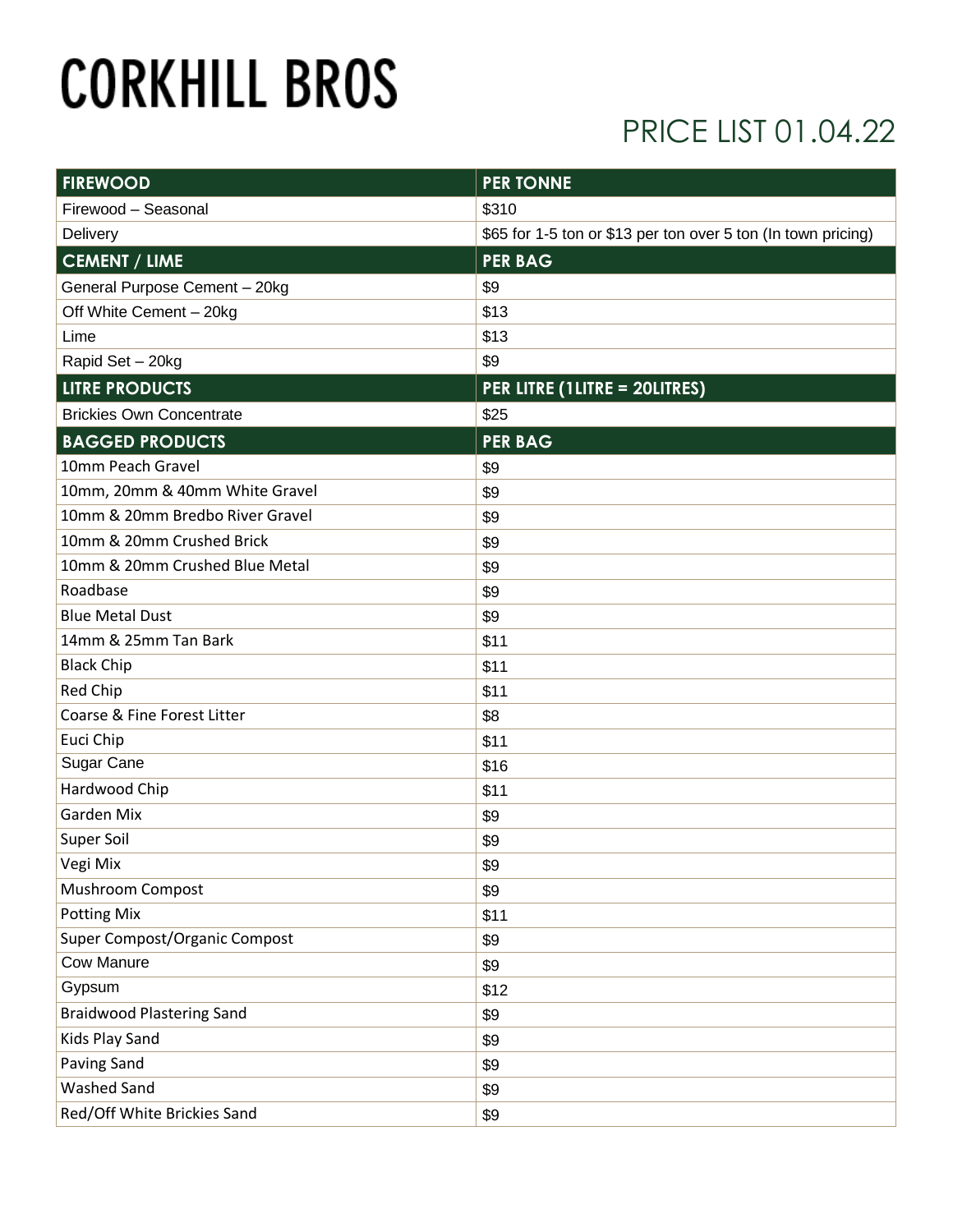# CORKHILL BROS

## PRICE LIST 01.04.22

| FIREWOOD | PER TONNE |
|---|---|
| Firewood – Seasonal | $310 |
| Delivery | $65 for 1-5 ton or $13 per ton over 5 ton (In town pricing) |
| **CEMENT / LIME** | **PER BAG** |
| General Purpose Cement – 20kg | $9 |
| Off White Cement – 20kg | $13 |
| Lime | $13 |
| Rapid Set – 20kg | $9 |
| **LITRE PRODUCTS** | **PER LITRE (1LITRE = 20LITRES)** |
| Brickies Own Concentrate | $25 |
| **BAGGED PRODUCTS** | **PER BAG** |
| 10mm Peach Gravel | $9 |
| 10mm, 20mm & 40mm White Gravel | $9 |
| 10mm & 20mm Bredbo River Gravel | $9 |
| 10mm & 20mm Crushed Brick | $9 |
| 10mm & 20mm Crushed Blue Metal | $9 |
| Roadbase | $9 |
| Blue Metal Dust | $9 |
| 14mm & 25mm Tan Bark | $11 |
| Black Chip | $11 |
| Red Chip | $11 |
| Coarse & Fine Forest Litter | $8 |
| Euci Chip | $11 |
| Sugar Cane | $16 |
| Hardwood Chip | $11 |
| Garden Mix | $9 |
| Super Soil | $9 |
| Vegi Mix | $9 |
| Mushroom Compost | $9 |
| Potting Mix | $11 |
| Super Compost/Organic Compost | $9 |
| Cow Manure | $9 |
| Gypsum | $12 |
| Braidwood Plastering Sand | $9 |
| Kids Play Sand | $9 |
| Paving Sand | $9 |
| Washed Sand | $9 |
| Red/Off White Brickies Sand | $9 |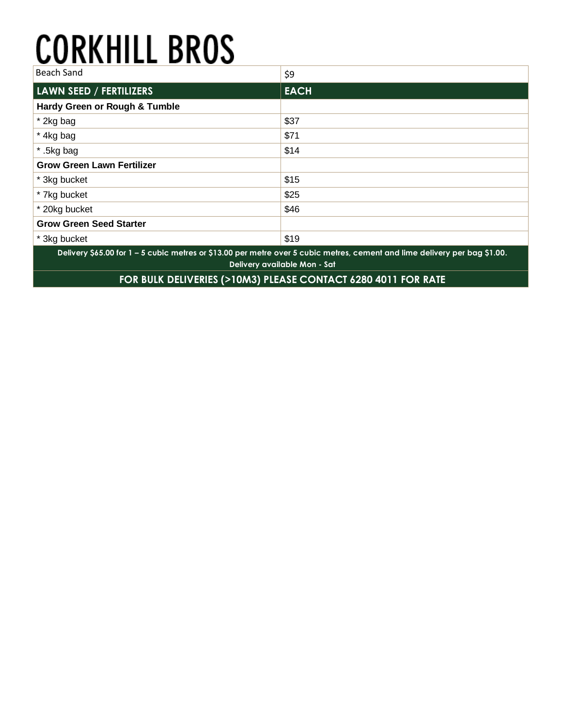# CORKHILL BROS

| | |
|---|---|
| Beach Sand | $9 |
| **LAWN SEED / FERTILIZERS** | **EACH** |
| **Hardy Green or Rough & Tumble** | |
| * 2kg bag | $37 |
| * 4kg bag | $71 |
| * .5kg bag | $14 |
| **Grow Green Lawn Fertilizer** | |
| * 3kg bucket | $15 |
| * 7kg bucket | $25 |
| * 20kg bucket | $46 |
| **Grow Green Seed Starter** | |
| * 3kg bucket | $19 |

**Delivery $65.00 for 1 – 5 cubic metres or $13.00 per metre over 5 cubic metres, cement and lime delivery per bag $1.00. Delivery available Mon - Sat**

**FOR BULK DELIVERIES (>10M3) PLEASE CONTACT 6280 4011 FOR RATE**